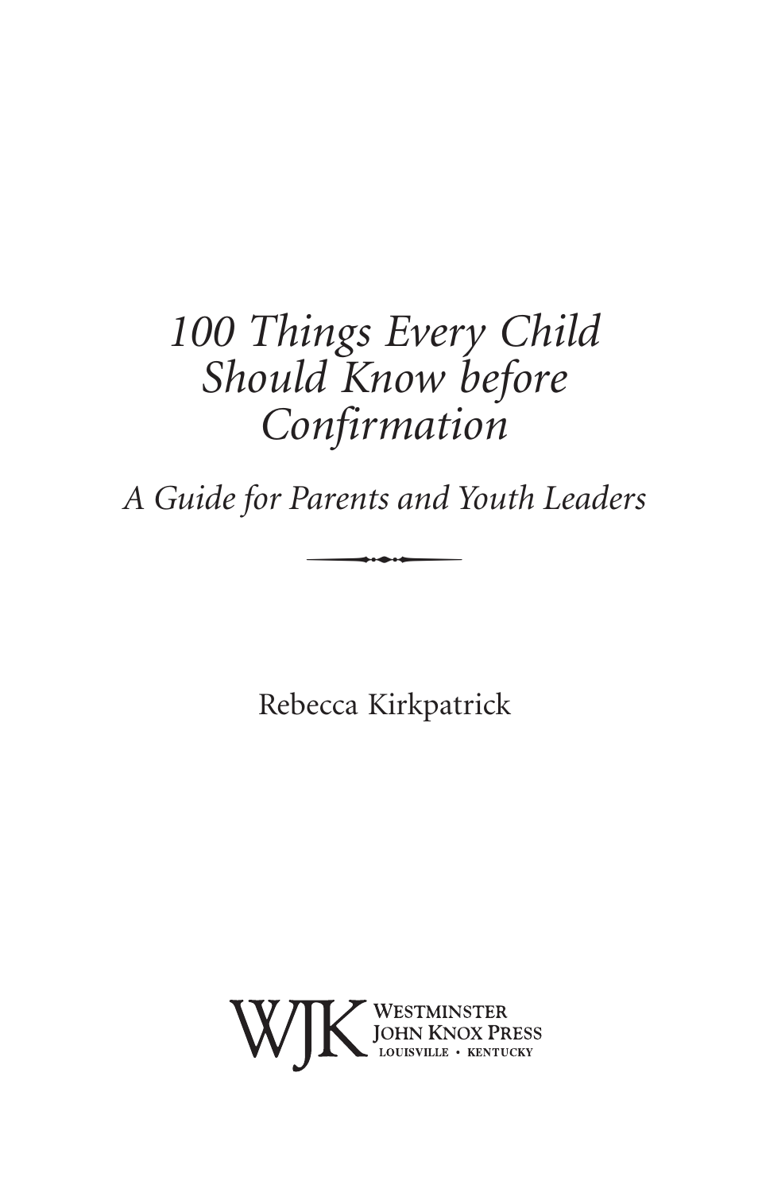# *100 Things Every Child Should Know before Confirmation*

## *A Guide for Parents and Youth Leaders*

Rebecca Kirkpatrick

WJK Westminster John Knox Press
LOUISVILLE • KENTUCKY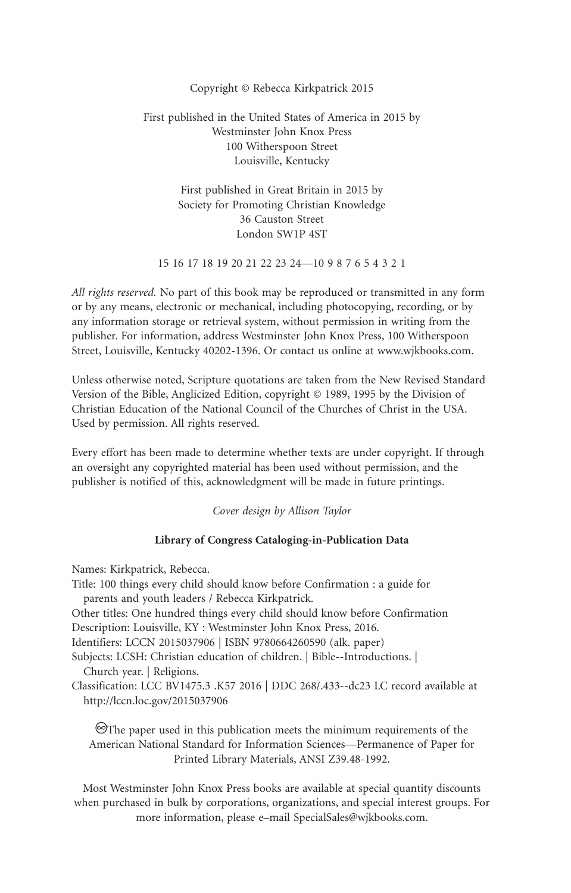Copyright © Rebecca Kirkpatrick 2015

First published in the United States of America in 2015 by
Westminster John Knox Press
100 Witherspoon Street
Louisville, Kentucky

First published in Great Britain in 2015 by
Society for Promoting Christian Knowledge
36 Causton Street
London SW1P 4ST

15 16 17 18 19 20 21 22 23 24—10 9 8 7 6 5 4 3 2 1

*All rights reserved.* No part of this book may be reproduced or transmitted in any form or by any means, electronic or mechanical, including photocopying, recording, or by any information storage or retrieval system, without permission in writing from the publisher. For information, address Westminster John Knox Press, 100 Witherspoon Street, Louisville, Kentucky 40202-1396. Or contact us online at www.wjkbooks.com.

Unless otherwise noted, Scripture quotations are taken from the New Revised Standard Version of the Bible, Anglicized Edition, copyright © 1989, 1995 by the Division of Christian Education of the National Council of the Churches of Christ in the USA. Used by permission. All rights reserved.

Every effort has been made to determine whether texts are under copyright. If through an oversight any copyrighted material has been used without permission, and the publisher is notified of this, acknowledgment will be made in future printings.

*Cover design by Allison Taylor*

**Library of Congress Cataloging-in-Publication Data**

Names: Kirkpatrick, Rebecca.
Title: 100 things every child should know before Confirmation : a guide for parents and youth leaders / Rebecca Kirkpatrick.
Other titles: One hundred things every child should know before Confirmation
Description: Louisville, KY : Westminster John Knox Press, 2016.
Identifiers: LCCN 2015037906 | ISBN 9780664260590 (alk. paper)
Subjects: LCSH: Christian education of children. | Bible--Introductions. | Church year. | Religions.
Classification: LCC BV1475.3 .K57 2016 | DDC 268/.433--dc23 LC record available at http://lccn.loc.gov/2015037906

♾The paper used in this publication meets the minimum requirements of the American National Standard for Information Sciences—Permanence of Paper for Printed Library Materials, ANSI Z39.48-1992.

Most Westminster John Knox Press books are available at special quantity discounts when purchased in bulk by corporations, organizations, and special interest groups. For more information, please e–mail SpecialSales@wjkbooks.com.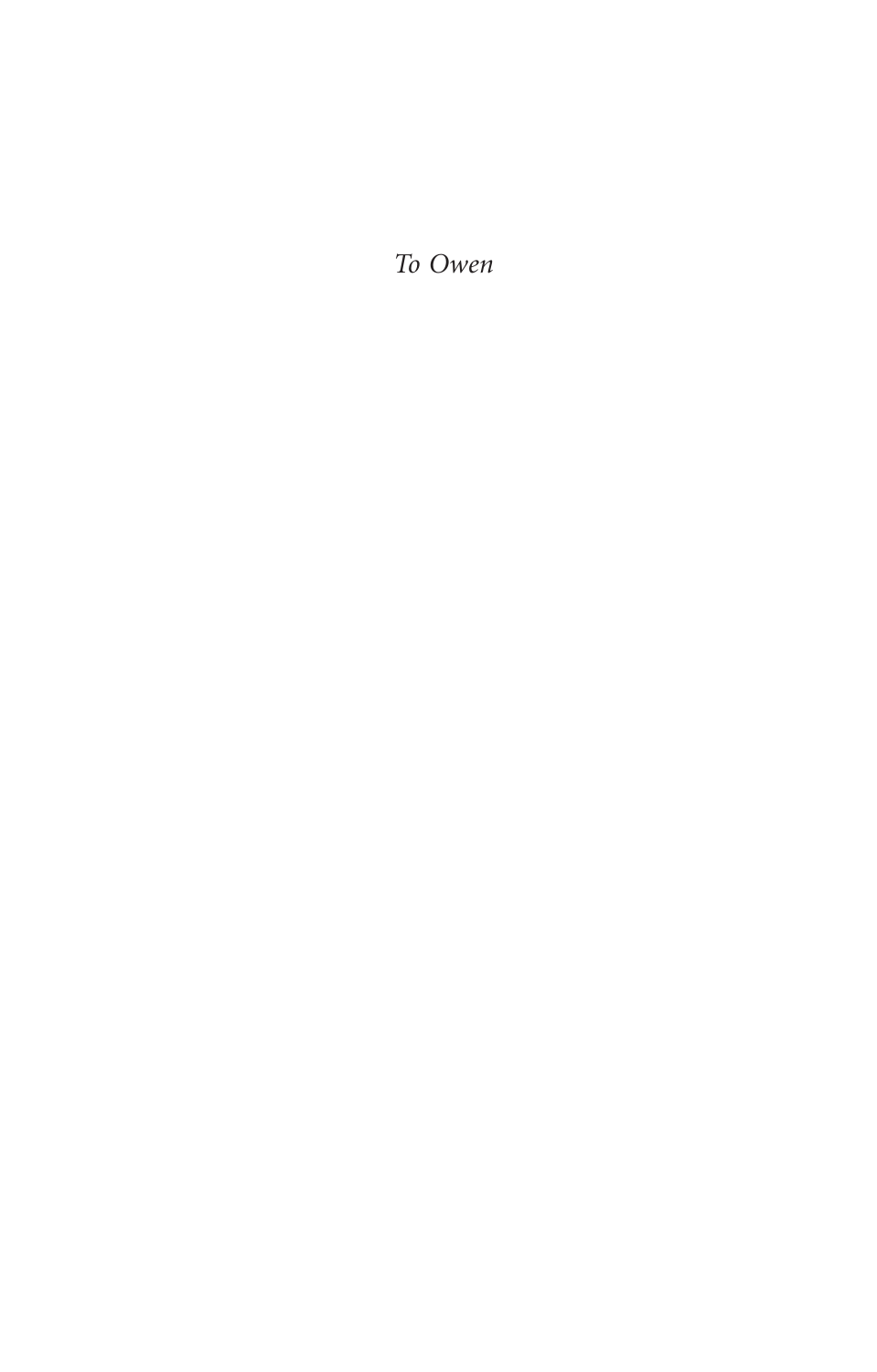*To Owen*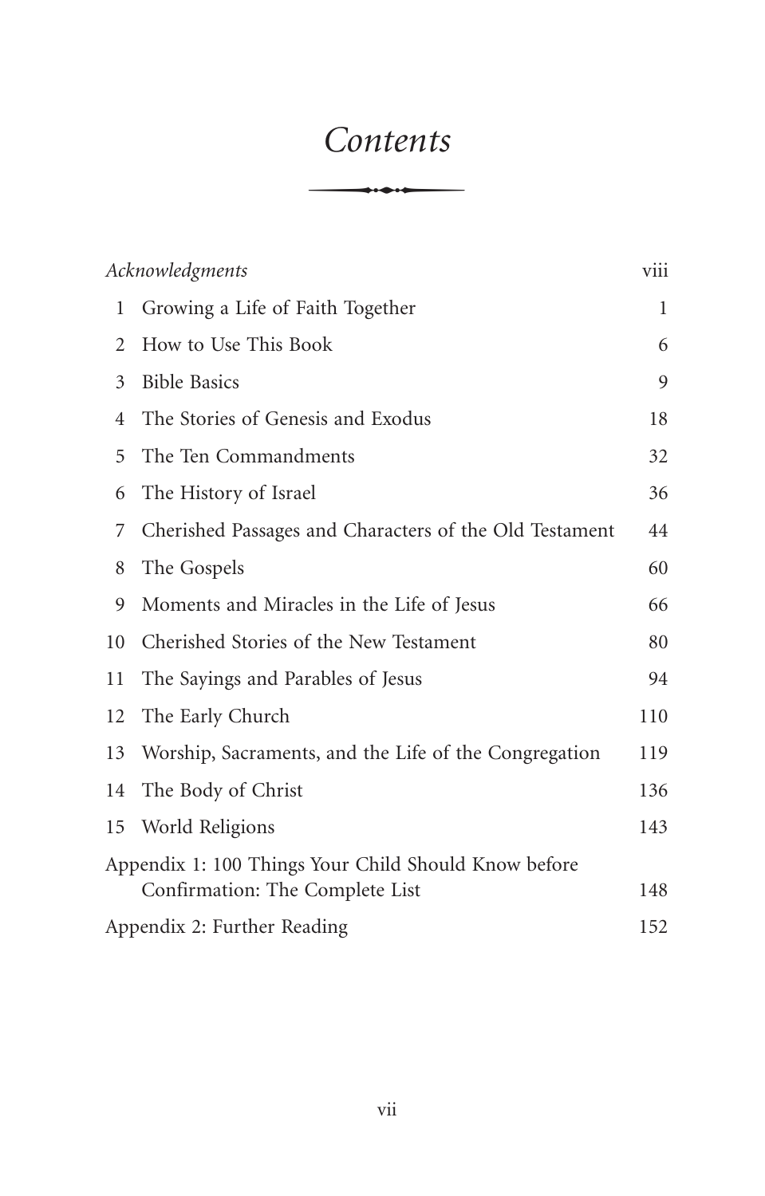# *Contents*

| | | |
|---|---|---|
| *Acknowledgments* | | viii |
| 1 | Growing a Life of Faith Together | 1 |
| 2 | How to Use This Book | 6 |
| 3 | Bible Basics | 9 |
| 4 | The Stories of Genesis and Exodus | 18 |
| 5 | The Ten Commandments | 32 |
| 6 | The History of Israel | 36 |
| 7 | Cherished Passages and Characters of the Old Testament | 44 |
| 8 | The Gospels | 60 |
| 9 | Moments and Miracles in the Life of Jesus | 66 |
| 10 | Cherished Stories of the New Testament | 80 |
| 11 | The Sayings and Parables of Jesus | 94 |
| 12 | The Early Church | 110 |
| 13 | Worship, Sacraments, and the Life of the Congregation | 119 |
| 14 | The Body of Christ | 136 |
| 15 | World Religions | 143 |
| Appendix 1: 100 Things Your Child Should Know before Confirmation: The Complete List | | 148 |
| Appendix 2: Further Reading | | 152 |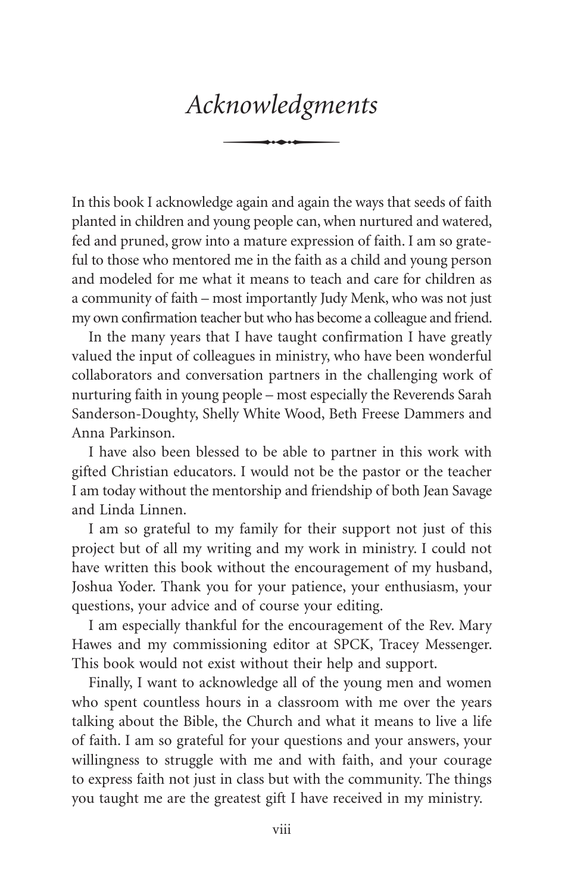# *Acknowledgments*

In this book I acknowledge again and again the ways that seeds of faith planted in children and young people can, when nurtured and watered, fed and pruned, grow into a mature expression of faith. I am so grateful to those who mentored me in the faith as a child and young person and modeled for me what it means to teach and care for children as a community of faith – most importantly Judy Menk, who was not just my own confirmation teacher but who has become a colleague and friend.

In the many years that I have taught confirmation I have greatly valued the input of colleagues in ministry, who have been wonderful collaborators and conversation partners in the challenging work of nurturing faith in young people – most especially the Reverends Sarah Sanderson-Doughty, Shelly White Wood, Beth Freese Dammers and Anna Parkinson.

I have also been blessed to be able to partner in this work with gifted Christian educators. I would not be the pastor or the teacher I am today without the mentorship and friendship of both Jean Savage and Linda Linnen.

I am so grateful to my family for their support not just of this project but of all my writing and my work in ministry. I could not have written this book without the encouragement of my husband, Joshua Yoder. Thank you for your patience, your enthusiasm, your questions, your advice and of course your editing.

I am especially thankful for the encouragement of the Rev. Mary Hawes and my commissioning editor at SPCK, Tracey Messenger. This book would not exist without their help and support.

Finally, I want to acknowledge all of the young men and women who spent countless hours in a classroom with me over the years talking about the Bible, the Church and what it means to live a life of faith. I am so grateful for your questions and your answers, your willingness to struggle with me and with faith, and your courage to express faith not just in class but with the community. The things you taught me are the greatest gift I have received in my ministry.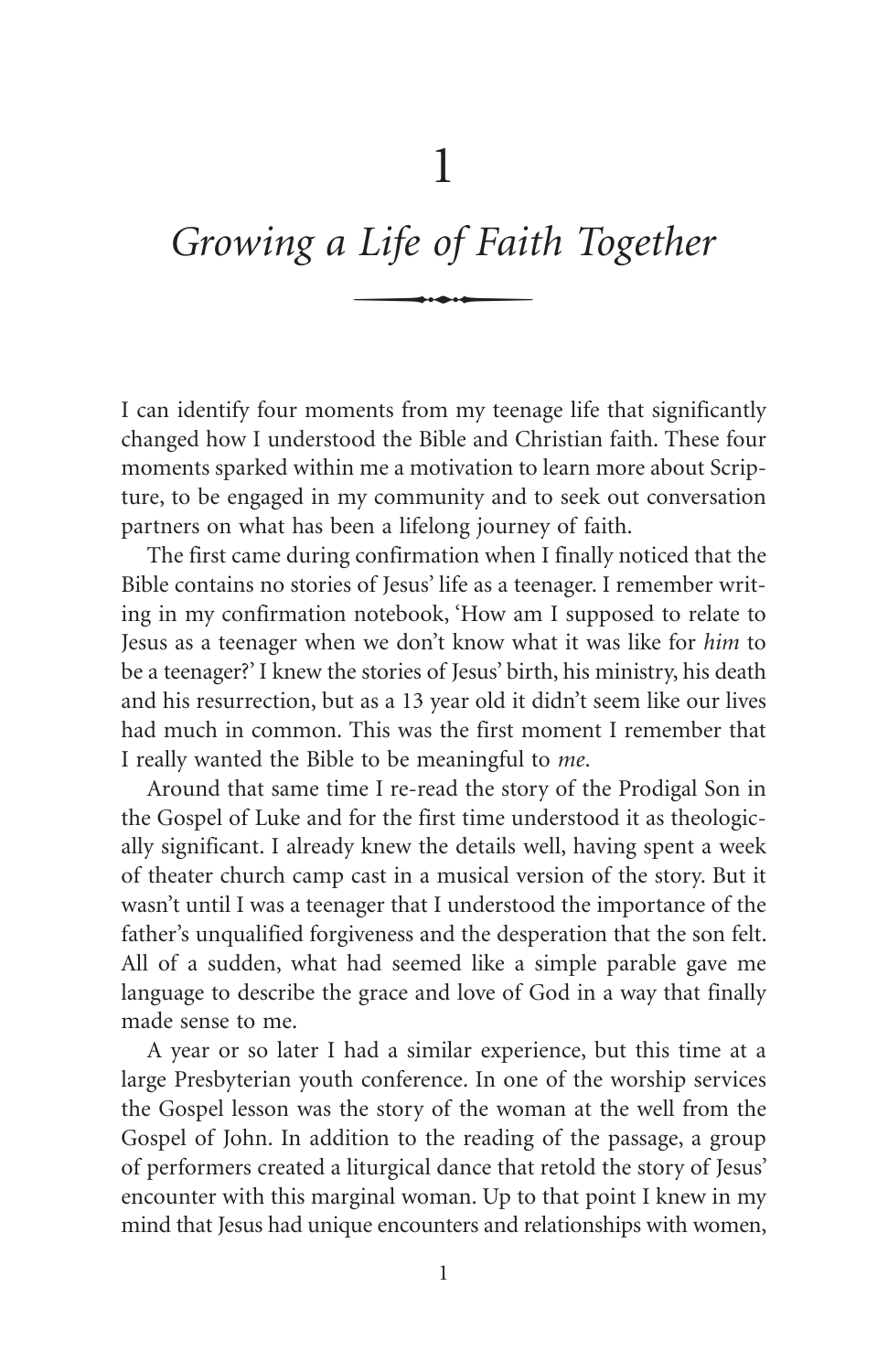# 1

## *Growing a Life of Faith Together*

I can identify four moments from my teenage life that significantly changed how I understood the Bible and Christian faith. These four moments sparked within me a motivation to learn more about Scripture, to be engaged in my community and to seek out conversation partners on what has been a lifelong journey of faith.

The first came during confirmation when I finally noticed that the Bible contains no stories of Jesus' life as a teenager. I remember writing in my confirmation notebook, 'How am I supposed to relate to Jesus as a teenager when we don't know what it was like for *him* to be a teenager?' I knew the stories of Jesus' birth, his ministry, his death and his resurrection, but as a 13 year old it didn't seem like our lives had much in common. This was the first moment I remember that I really wanted the Bible to be meaningful to *me*.

Around that same time I re-read the story of the Prodigal Son in the Gospel of Luke and for the first time understood it as theologically significant. I already knew the details well, having spent a week of theater church camp cast in a musical version of the story. But it wasn't until I was a teenager that I understood the importance of the father's unqualified forgiveness and the desperation that the son felt. All of a sudden, what had seemed like a simple parable gave me language to describe the grace and love of God in a way that finally made sense to me.

A year or so later I had a similar experience, but this time at a large Presbyterian youth conference. In one of the worship services the Gospel lesson was the story of the woman at the well from the Gospel of John. In addition to the reading of the passage, a group of performers created a liturgical dance that retold the story of Jesus' encounter with this marginal woman. Up to that point I knew in my mind that Jesus had unique encounters and relationships with women,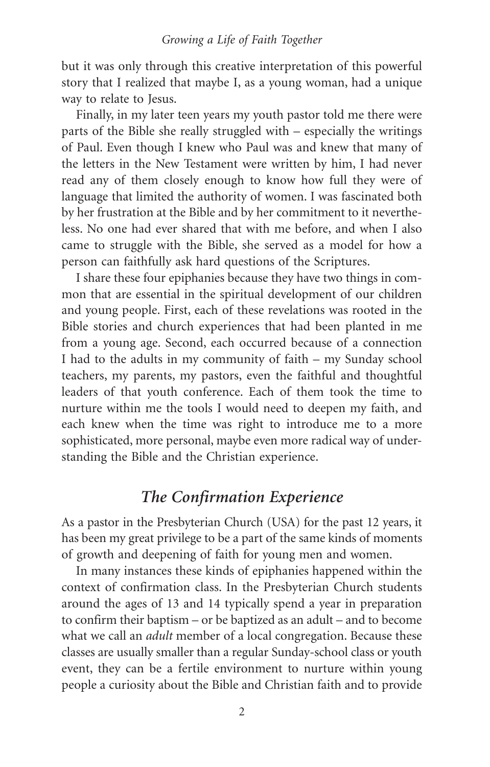but it was only through this creative interpretation of this powerful story that I realized that maybe I, as a young woman, had a unique way to relate to Jesus.

Finally, in my later teen years my youth pastor told me there were parts of the Bible she really struggled with – especially the writings of Paul. Even though I knew who Paul was and knew that many of the letters in the New Testament were written by him, I had never read any of them closely enough to know how full they were of language that limited the authority of women. I was fascinated both by her frustration at the Bible and by her commitment to it nevertheless. No one had ever shared that with me before, and when I also came to struggle with the Bible, she served as a model for how a person can faithfully ask hard questions of the Scriptures.

I share these four epiphanies because they have two things in common that are essential in the spiritual development of our children and young people. First, each of these revelations was rooted in the Bible stories and church experiences that had been planted in me from a young age. Second, each occurred because of a connection I had to the adults in my community of faith – my Sunday school teachers, my parents, my pastors, even the faithful and thoughtful leaders of that youth conference. Each of them took the time to nurture within me the tools I would need to deepen my faith, and each knew when the time was right to introduce me to a more sophisticated, more personal, maybe even more radical way of understanding the Bible and the Christian experience.

## *The Confirmation Experience*

As a pastor in the Presbyterian Church (USA) for the past 12 years, it has been my great privilege to be a part of the same kinds of moments of growth and deepening of faith for young men and women.

In many instances these kinds of epiphanies happened within the context of confirmation class. In the Presbyterian Church students around the ages of 13 and 14 typically spend a year in preparation to confirm their baptism – or be baptized as an adult – and to become what we call an *adult* member of a local congregation. Because these classes are usually smaller than a regular Sunday-school class or youth event, they can be a fertile environment to nurture within young people a curiosity about the Bible and Christian faith and to provide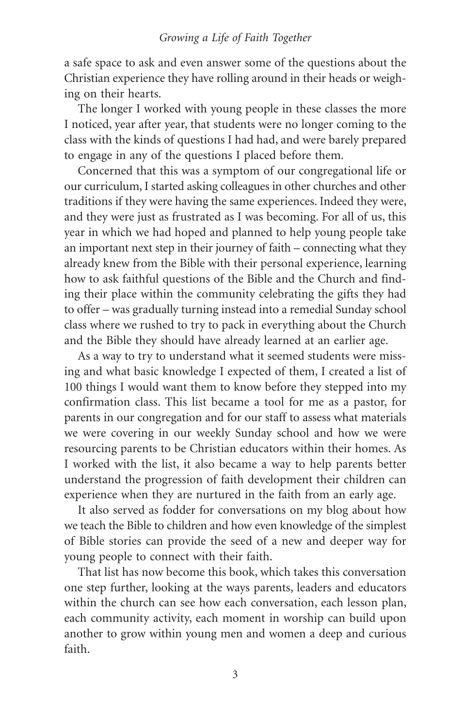a safe space to ask and even answer some of the questions about the Christian experience they have rolling around in their heads or weighing on their hearts.

The longer I worked with young people in these classes the more I noticed, year after year, that students were no longer coming to the class with the kinds of questions I had had, and were barely prepared to engage in any of the questions I placed before them.

Concerned that this was a symptom of our congregational life or our curriculum, I started asking colleagues in other churches and other traditions if they were having the same experiences. Indeed they were, and they were just as frustrated as I was becoming. For all of us, this year in which we had hoped and planned to help young people take an important next step in their journey of faith – connecting what they already knew from the Bible with their personal experience, learning how to ask faithful questions of the Bible and the Church and finding their place within the community celebrating the gifts they had to offer – was gradually turning instead into a remedial Sunday school class where we rushed to try to pack in everything about the Church and the Bible they should have already learned at an earlier age.

As a way to try to understand what it seemed students were missing and what basic knowledge I expected of them, I created a list of 100 things I would want them to know before they stepped into my confirmation class. This list became a tool for me as a pastor, for parents in our congregation and for our staff to assess what materials we were covering in our weekly Sunday school and how we were resourcing parents to be Christian educators within their homes. As I worked with the list, it also became a way to help parents better understand the progression of faith development their children can experience when they are nurtured in the faith from an early age.

It also served as fodder for conversations on my blog about how we teach the Bible to children and how even knowledge of the simplest of Bible stories can provide the seed of a new and deeper way for young people to connect with their faith.

That list has now become this book, which takes this conversation one step further, looking at the ways parents, leaders and educators within the church can see how each conversation, each lesson plan, each community activity, each moment in worship can build upon another to grow within young men and women a deep and curious faith.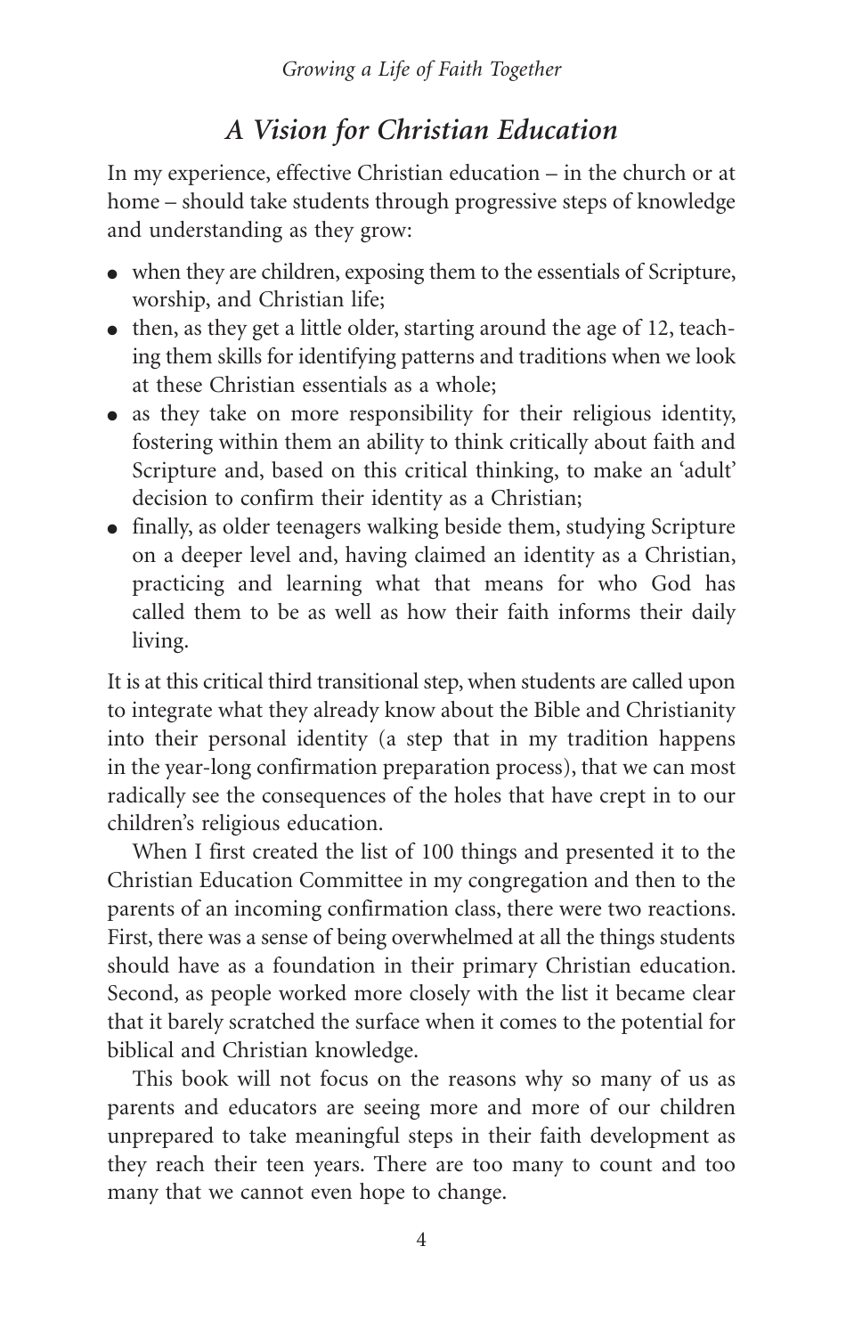## *A Vision for Christian Education*

In my experience, effective Christian education – in the church or at home – should take students through progressive steps of knowledge and understanding as they grow:

- when they are children, exposing them to the essentials of Scripture, worship, and Christian life;
- then, as they get a little older, starting around the age of 12, teaching them skills for identifying patterns and traditions when we look at these Christian essentials as a whole;
- as they take on more responsibility for their religious identity, fostering within them an ability to think critically about faith and Scripture and, based on this critical thinking, to make an 'adult' decision to confirm their identity as a Christian;
- finally, as older teenagers walking beside them, studying Scripture on a deeper level and, having claimed an identity as a Christian, practicing and learning what that means for who God has called them to be as well as how their faith informs their daily living.

It is at this critical third transitional step, when students are called upon to integrate what they already know about the Bible and Christianity into their personal identity (a step that in my tradition happens in the year-long confirmation preparation process), that we can most radically see the consequences of the holes that have crept in to our children's religious education.

When I first created the list of 100 things and presented it to the Christian Education Committee in my congregation and then to the parents of an incoming confirmation class, there were two reactions. First, there was a sense of being overwhelmed at all the things students should have as a foundation in their primary Christian education. Second, as people worked more closely with the list it became clear that it barely scratched the surface when it comes to the potential for biblical and Christian knowledge.

This book will not focus on the reasons why so many of us as parents and educators are seeing more and more of our children unprepared to take meaningful steps in their faith development as they reach their teen years. There are too many to count and too many that we cannot even hope to change.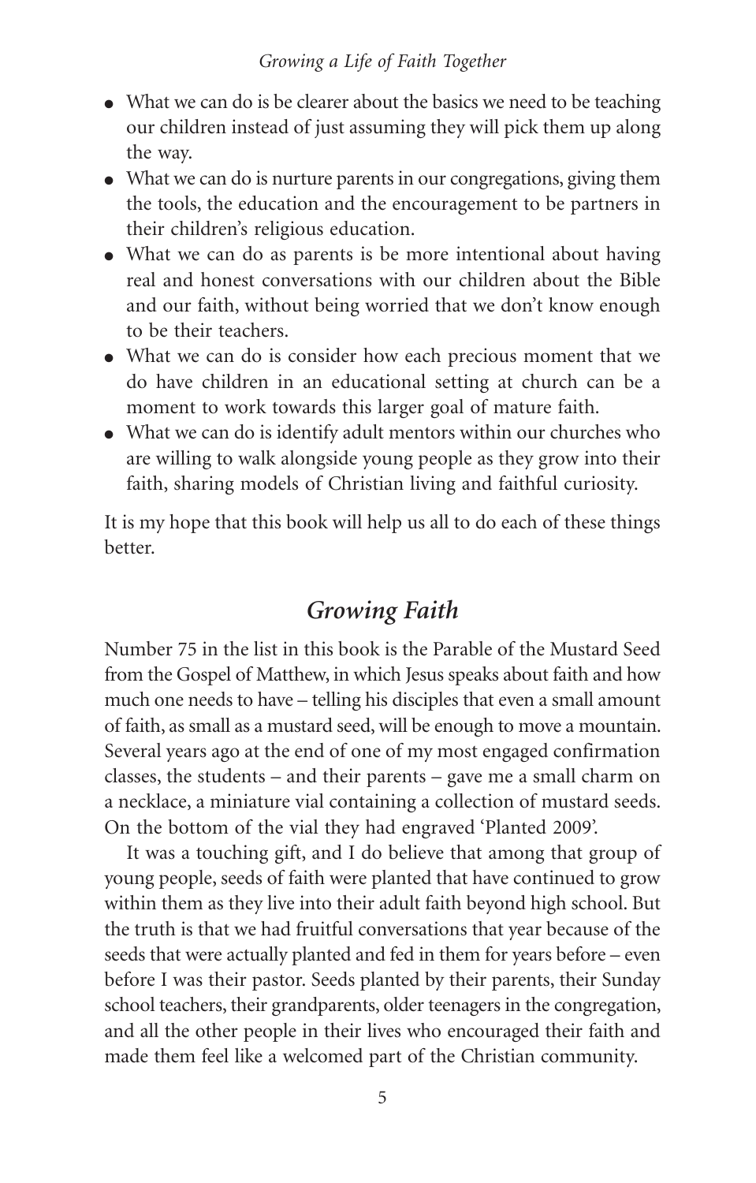- What we can do is be clearer about the basics we need to be teaching our children instead of just assuming they will pick them up along the way.
- What we can do is nurture parents in our congregations, giving them the tools, the education and the encouragement to be partners in their children's religious education.
- What we can do as parents is be more intentional about having real and honest conversations with our children about the Bible and our faith, without being worried that we don't know enough to be their teachers.
- What we can do is consider how each precious moment that we do have children in an educational setting at church can be a moment to work towards this larger goal of mature faith.
- What we can do is identify adult mentors within our churches who are willing to walk alongside young people as they grow into their faith, sharing models of Christian living and faithful curiosity.

It is my hope that this book will help us all to do each of these things better.

## *Growing Faith*

Number 75 in the list in this book is the Parable of the Mustard Seed from the Gospel of Matthew, in which Jesus speaks about faith and how much one needs to have – telling his disciples that even a small amount of faith, as small as a mustard seed, will be enough to move a mountain. Several years ago at the end of one of my most engaged confirmation classes, the students – and their parents – gave me a small charm on a necklace, a miniature vial containing a collection of mustard seeds. On the bottom of the vial they had engraved 'Planted 2009'.

It was a touching gift, and I do believe that among that group of young people, seeds of faith were planted that have continued to grow within them as they live into their adult faith beyond high school. But the truth is that we had fruitful conversations that year because of the seeds that were actually planted and fed in them for years before – even before I was their pastor. Seeds planted by their parents, their Sunday school teachers, their grandparents, older teenagers in the congregation, and all the other people in their lives who encouraged their faith and made them feel like a welcomed part of the Christian community.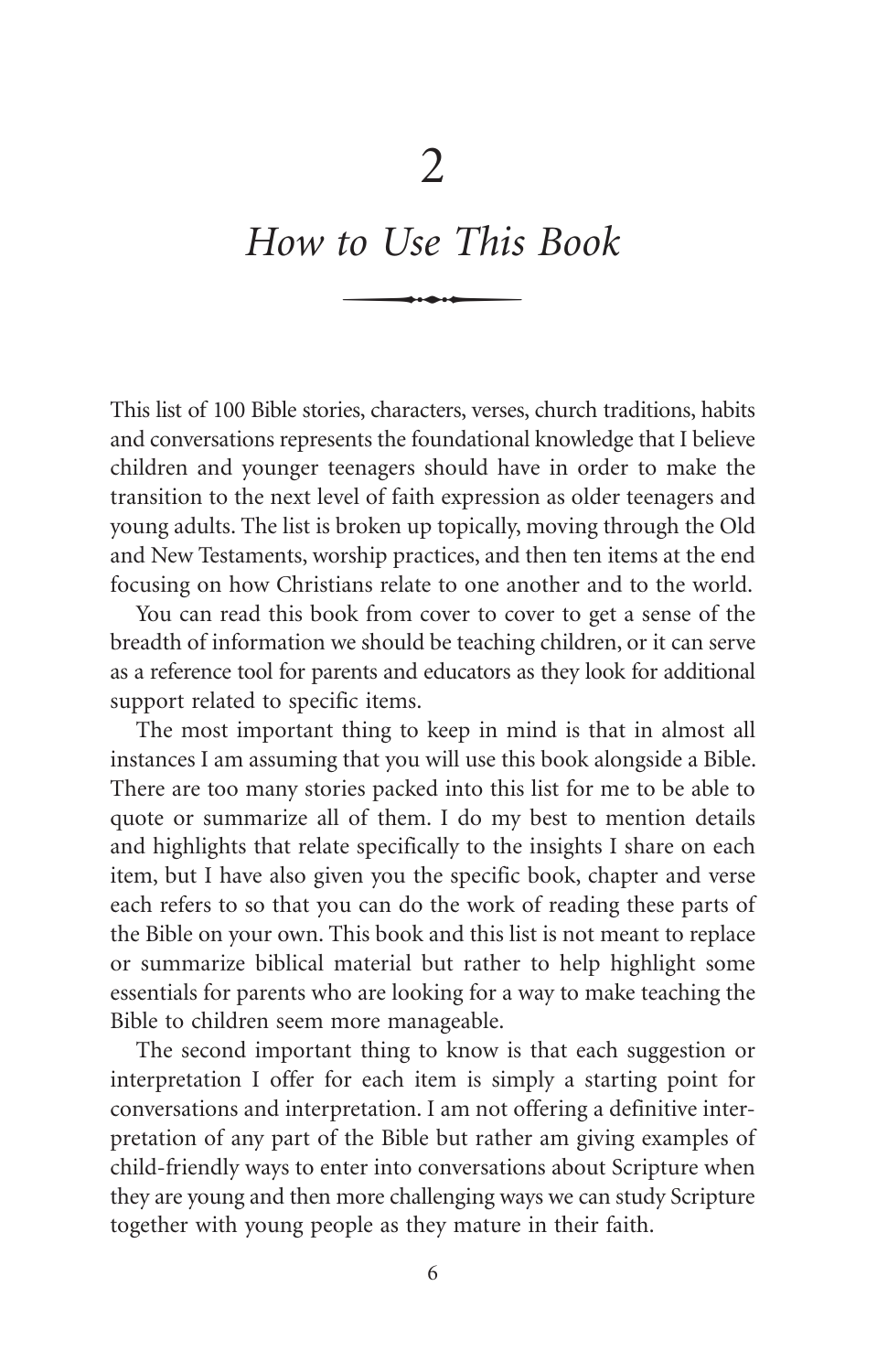# 2

## *How to Use This Book*

This list of 100 Bible stories, characters, verses, church traditions, habits and conversations represents the foundational knowledge that I believe children and younger teenagers should have in order to make the transition to the next level of faith expression as older teenagers and young adults. The list is broken up topically, moving through the Old and New Testaments, worship practices, and then ten items at the end focusing on how Christians relate to one another and to the world.

You can read this book from cover to cover to get a sense of the breadth of information we should be teaching children, or it can serve as a reference tool for parents and educators as they look for additional support related to specific items.

The most important thing to keep in mind is that in almost all instances I am assuming that you will use this book alongside a Bible. There are too many stories packed into this list for me to be able to quote or summarize all of them. I do my best to mention details and highlights that relate specifically to the insights I share on each item, but I have also given you the specific book, chapter and verse each refers to so that you can do the work of reading these parts of the Bible on your own. This book and this list is not meant to replace or summarize biblical material but rather to help highlight some essentials for parents who are looking for a way to make teaching the Bible to children seem more manageable.

The second important thing to know is that each suggestion or interpretation I offer for each item is simply a starting point for conversations and interpretation. I am not offering a definitive interpretation of any part of the Bible but rather am giving examples of child-friendly ways to enter into conversations about Scripture when they are young and then more challenging ways we can study Scripture together with young people as they mature in their faith.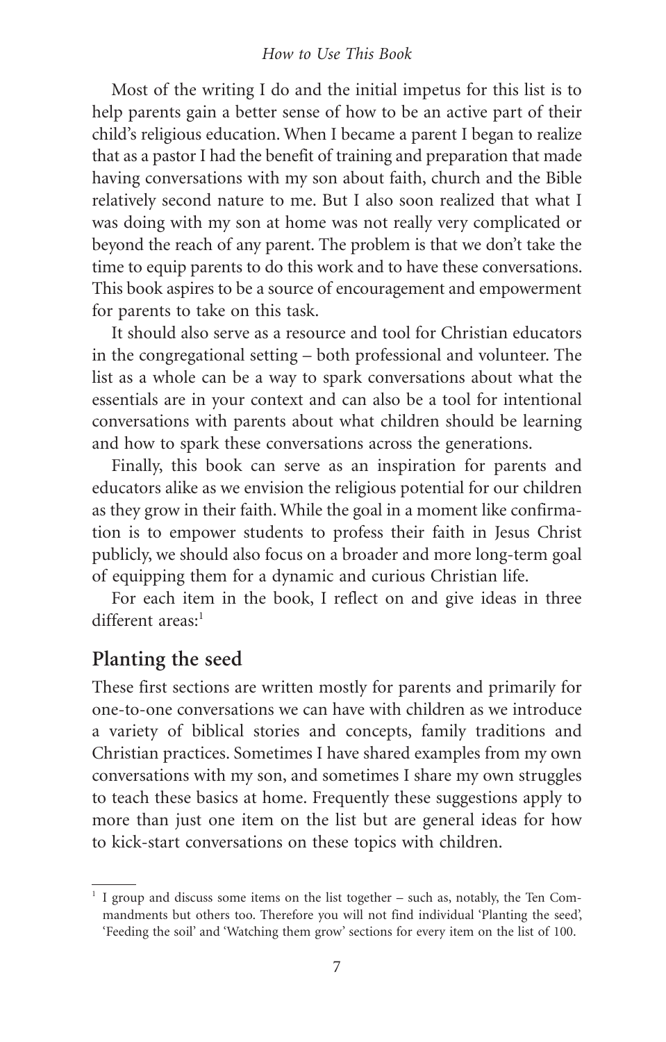Most of the writing I do and the initial impetus for this list is to help parents gain a better sense of how to be an active part of their child's religious education. When I became a parent I began to realize that as a pastor I had the benefit of training and preparation that made having conversations with my son about faith, church and the Bible relatively second nature to me. But I also soon realized that what I was doing with my son at home was not really very complicated or beyond the reach of any parent. The problem is that we don't take the time to equip parents to do this work and to have these conversations. This book aspires to be a source of encouragement and empowerment for parents to take on this task.

It should also serve as a resource and tool for Christian educators in the congregational setting – both professional and volunteer. The list as a whole can be a way to spark conversations about what the essentials are in your context and can also be a tool for intentional conversations with parents about what children should be learning and how to spark these conversations across the generations.

Finally, this book can serve as an inspiration for parents and educators alike as we envision the religious potential for our children as they grow in their faith. While the goal in a moment like confirmation is to empower students to profess their faith in Jesus Christ publicly, we should also focus on a broader and more long-term goal of equipping them for a dynamic and curious Christian life.

For each item in the book, I reflect on and give ideas in three different areas:[1]

## Planting the seed

These first sections are written mostly for parents and primarily for one-to-one conversations we can have with children as we introduce a variety of biblical stories and concepts, family traditions and Christian practices. Sometimes I have shared examples from my own conversations with my son, and sometimes I share my own struggles to teach these basics at home. Frequently these suggestions apply to more than just one item on the list but are general ideas for how to kick-start conversations on these topics with children.

[1] I group and discuss some items on the list together – such as, notably, the Ten Commandments but others too. Therefore you will not find individual 'Planting the seed', 'Feeding the soil' and 'Watching them grow' sections for every item on the list of 100.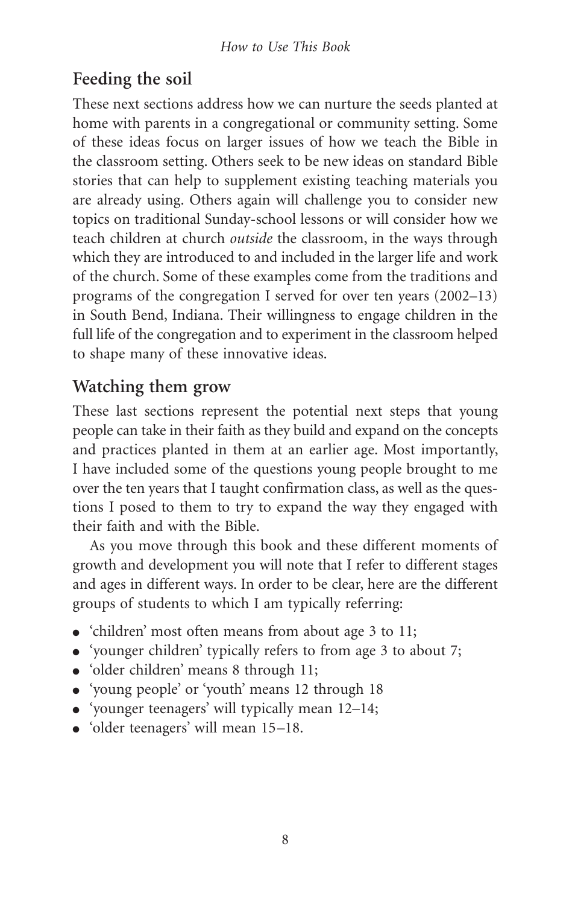## Feeding the soil

These next sections address how we can nurture the seeds planted at home with parents in a congregational or community setting. Some of these ideas focus on larger issues of how we teach the Bible in the classroom setting. Others seek to be new ideas on standard Bible stories that can help to supplement existing teaching materials you are already using. Others again will challenge you to consider new topics on traditional Sunday-school lessons or will consider how we teach children at church *outside* the classroom, in the ways through which they are introduced to and included in the larger life and work of the church. Some of these examples come from the traditions and programs of the congregation I served for over ten years (2002–13) in South Bend, Indiana. Their willingness to engage children in the full life of the congregation and to experiment in the classroom helped to shape many of these innovative ideas.

## Watching them grow

These last sections represent the potential next steps that young people can take in their faith as they build and expand on the concepts and practices planted in them at an earlier age. Most importantly, I have included some of the questions young people brought to me over the ten years that I taught confirmation class, as well as the questions I posed to them to try to expand the way they engaged with their faith and with the Bible.

As you move through this book and these different moments of growth and development you will note that I refer to different stages and ages in different ways. In order to be clear, here are the different groups of students to which I am typically referring:

- 'children' most often means from about age 3 to 11;
- 'younger children' typically refers to from age 3 to about 7;
- 'older children' means 8 through 11;
- 'young people' or 'youth' means 12 through 18
- 'younger teenagers' will typically mean 12–14;
- 'older teenagers' will mean 15–18.